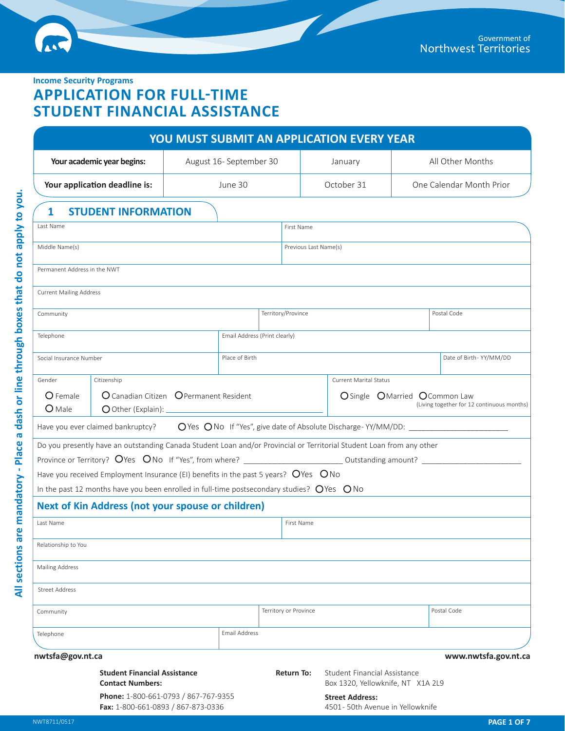Government of Northwest Territories

**Income Security Programs**

# APPLICATION FOR FULL-TIME STUDENT FINANCIAL ASSISTANCE

## YOU MUST SUBMIT AN APPLICATION EVERY YEAR

| Your academic year begins: | August 16- September 30 | January | All Other Months |
|---|---|---|---|
| Your application deadline is: | June 30 | October 31 | One Calendar Month Prior |

*All sections are mandatory - Place a dash or line through boxes that do not apply to you.*

## 1 STUDENT INFORMATION

| Last Name | First Name |
|---|---|
| Middle Name(s) | Previous Last Name(s) |

Permanent Address in the NWT

Current Mailing Address

| Community | Territory/Province | Postal Code |
|---|---|---|
| | | |

| Telephone | Email Address (Print clearly) |
|---|---|
| | |

| Social Insurance Number | Place of Birth | Date of Birth- YY/MM/DD |
|---|---|---|
| | | |

| Gender | Citizenship | Current Marital Status |
|---|---|---|
| ○ Female ○ Male | ○ Canadian Citizen ○ Permanent Resident ○ Other (Explain): ______ | ○ Single ○ Married ○ Common Law (Living together for 12 continuous months) |

Have you ever claimed bankruptcy? ○ Yes ○ No If "Yes", give date of Absolute Discharge- YY/MM/DD: ______________________

Do you presently have an outstanding Canada Student Loan and/or Provincial or Territorial Student Loan from any other Province or Territory? ○ Yes ○ No If "Yes", from where? ______________________ Outstanding amount? ______________________

Have you received Employment Insurance (EI) benefits in the past 5 years? ○ Yes ○ No

In the past 12 months have you been enrolled in full-time postsecondary studies? ○ Yes ○ No

### Next of Kin Address (not your spouse or children)

| Last Name | First Name |
|---|---|
| | |

Relationship to You

Mailing Address

Street Address

| Community | Territory or Province | Postal Code |
|---|---|---|
| | | |

| Telephone | Email Address |
|---|---|
| | |

nwtsfa@gov.nt.ca

www.nwtsfa.gov.nt.ca

**Student Financial Assistance Contact Numbers:**

**Phone:** 1-800-661-0793 / 867-767-9355
**Fax:** 1-800-661-0893 / 867-873-0336

**Return To:** Student Financial Assistance
Box 1320, Yellowknife, NT X1A 2L9

**Street Address:**
4501- 50th Avenue in Yellowknife

NWT8711/0517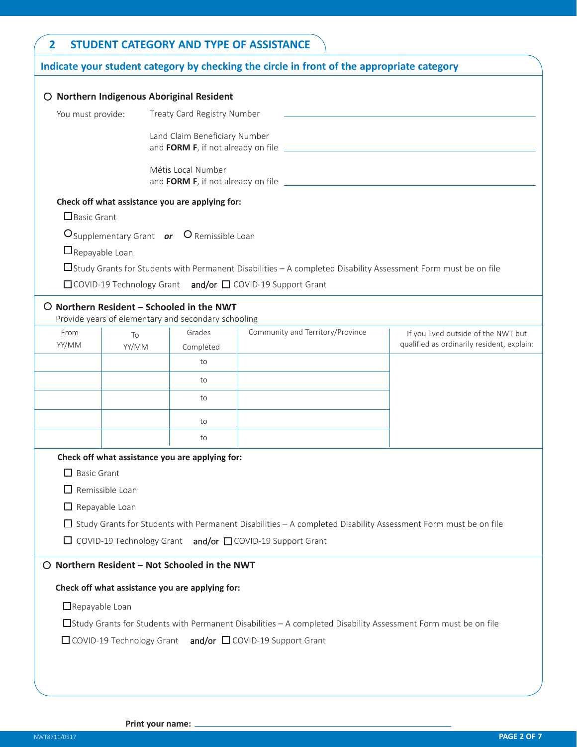## 2 STUDENT CATEGORY AND TYPE OF ASSISTANCE

**Indicate your student category by checking the circle in front of the appropriate category**

○ **Northern Indigenous Aboriginal Resident**

You must provide:

- Treaty Card Registry Number ______________________
- Land Claim Beneficiary Number and **FORM F**, if not already on file ______________________
- Métis Local Number and **FORM F**, if not already on file ______________________

**Check off what assistance you are applying for:**

☐ Basic Grant

○ Supplementary Grant ***or*** ○ Remissible Loan

☐ Repayable Loan

☐ Study Grants for Students with Permanent Disabilities – A completed Disability Assessment Form must be on file

☐ COVID-19 Technology Grant **and/or** ☐ COVID-19 Support Grant

○ **Northern Resident – Schooled in the NWT**

Provide years of elementary and secondary schooling

| From YY/MM | To YY/MM | Grades Completed | Community and Territory/Province | If you lived outside of the NWT but qualified as ordinarily resident, explain: |
|---|---|---|---|---|
| | | to | | |
| | | to | | |
| | | to | | |
| | | to | | |
| | | to | | |

**Check off what assistance you are applying for:**

☐ Basic Grant

☐ Remissible Loan

☐ Repayable Loan

☐ Study Grants for Students with Permanent Disabilities – A completed Disability Assessment Form must be on file

☐ COVID-19 Technology Grant **and/or** ☐ COVID-19 Support Grant

○ **Northern Resident – Not Schooled in the NWT**

**Check off what assistance you are applying for:**

☐ Repayable Loan

☐ Study Grants for Students with Permanent Disabilities – A completed Disability Assessment Form must be on file

☐ COVID-19 Technology Grant **and/or** ☐ COVID-19 Support Grant

**Print your name:** ______________________

NWT8711/0517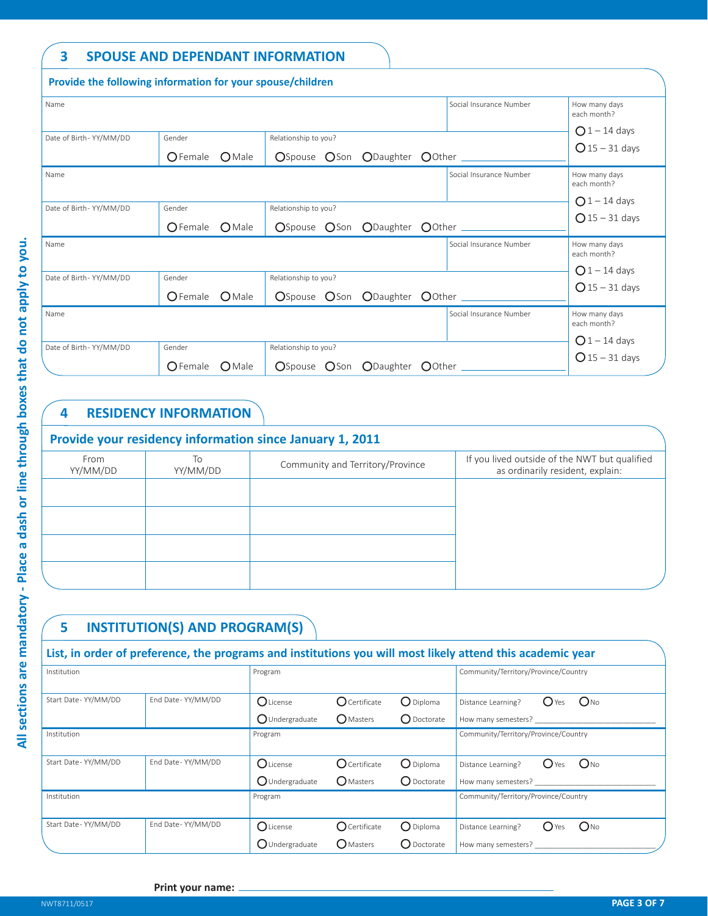All sections are mandatory - Place a dash or line through boxes that do not apply to you.

## 3 SPOUSE AND DEPENDANT INFORMATION

### Provide the following information for your spouse/children

| Name | | | Social Insurance Number | How many days each month? |
|---|---|---|---|---|
| Date of Birth- YY/MM/DD | Gender<br>○ Female ○ Male | Relationship to you?<br>○ Spouse ○ Son ○ Daughter ○ Other ______ | | ○ 1 – 14 days<br>○ 15 – 31 days |
| Name | | | Social Insurance Number | How many days each month? |
| Date of Birth- YY/MM/DD | Gender<br>○ Female ○ Male | Relationship to you?<br>○ Spouse ○ Son ○ Daughter ○ Other ______ | | ○ 1 – 14 days<br>○ 15 – 31 days |
| Name | | | Social Insurance Number | How many days each month? |
| Date of Birth- YY/MM/DD | Gender<br>○ Female ○ Male | Relationship to you?<br>○ Spouse ○ Son ○ Daughter ○ Other ______ | | ○ 1 – 14 days<br>○ 15 – 31 days |
| Name | | | Social Insurance Number | How many days each month? |
| Date of Birth- YY/MM/DD | Gender<br>○ Female ○ Male | Relationship to you?<br>○ Spouse ○ Son ○ Daughter ○ Other ______ | | ○ 1 – 14 days<br>○ 15 – 31 days |

## 4 RESIDENCY INFORMATION

### Provide your residency information since January 1, 2011

| From YY/MM/DD | To YY/MM/DD | Community and Territory/Province | If you lived outside of the NWT but qualified as ordinarily resident, explain: |
|---|---|---|---|
| | | | |
| | | | |
| | | | |
| | | | |

## 5 INSTITUTION(S) AND PROGRAM(S)

### List, in order of preference, the programs and institutions you will most likely attend this academic year

| Institution | | Program | Community/Territory/Province/Country |
|---|---|---|---|
| Start Date- YY/MM/DD | End Date- YY/MM/DD | ○ License ○ Certificate ○ Diploma<br>○ Undergraduate ○ Masters ○ Doctorate | Distance Learning? ○ Yes ○ No<br>How many semesters? ______ |
| Institution | | Program | Community/Territory/Province/Country |
| Start Date- YY/MM/DD | End Date- YY/MM/DD | ○ License ○ Certificate ○ Diploma<br>○ Undergraduate ○ Masters ○ Doctorate | Distance Learning? ○ Yes ○ No<br>How many semesters? ______ |
| Institution | | Program | Community/Territory/Province/Country |
| Start Date- YY/MM/DD | End Date- YY/MM/DD | ○ License ○ Certificate ○ Diploma<br>○ Undergraduate ○ Masters ○ Doctorate | Distance Learning? ○ Yes ○ No<br>How many semesters? ______ |

**Print your name:** ______________________________

NWT8711/0517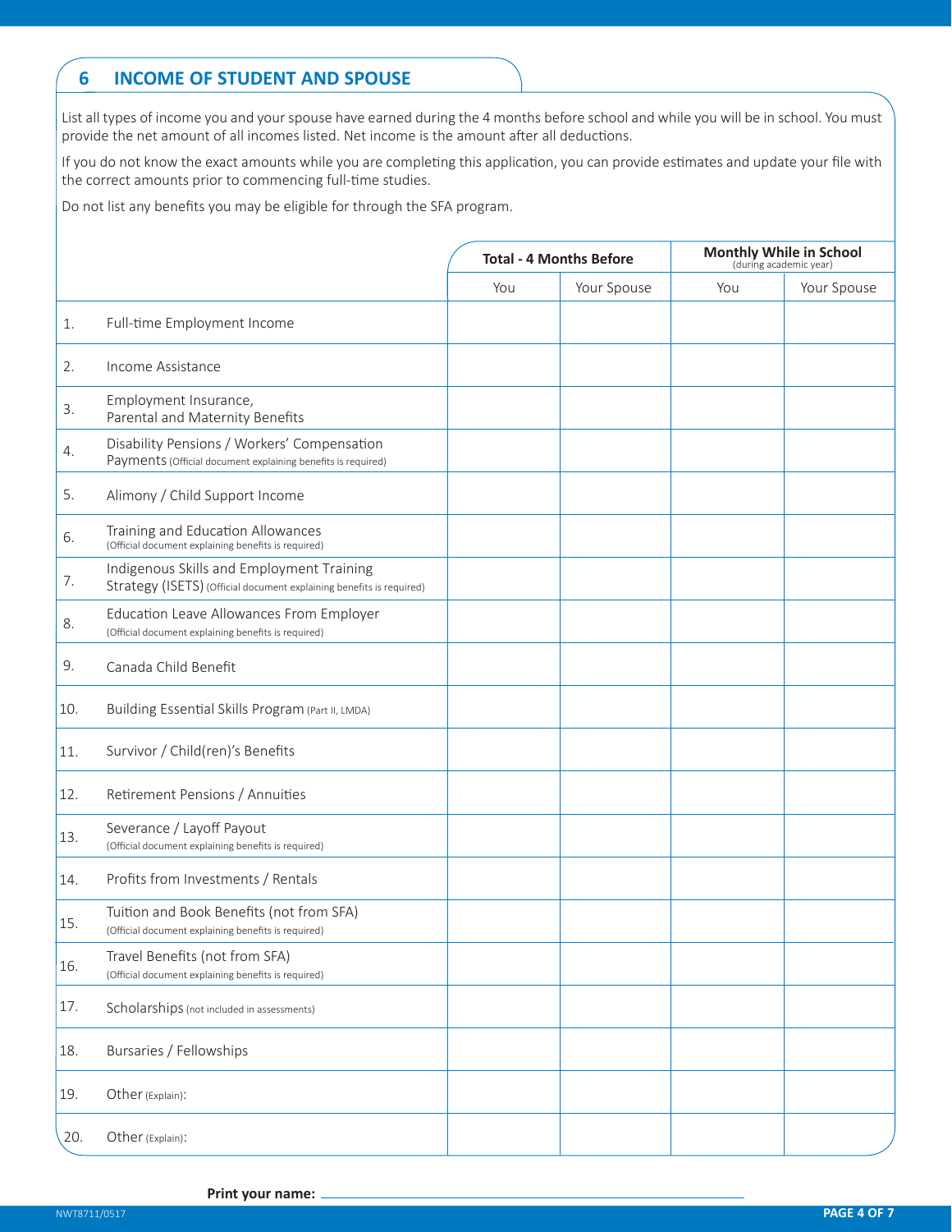## 6 INCOME OF STUDENT AND SPOUSE

List all types of income you and your spouse have earned during the 4 months before school and while you will be in school. You must provide the net amount of all incomes listed. Net income is the amount after all deductions.

If you do not know the exact amounts while you are completing this application, you can provide estimates and update your file with the correct amounts prior to commencing full-time studies.

Do not list any benefits you may be eligible for through the SFA program.

| | | Total - 4 Months Before | | Monthly While in School (during academic year) | |
|---|---|---|---|---|---|
| | | You | Your Spouse | You | Your Spouse |
| 1. | Full-time Employment Income | | | | |
| 2. | Income Assistance | | | | |
| 3. | Employment Insurance, Parental and Maternity Benefits | | | | |
| 4. | Disability Pensions / Workers' Compensation Payments (Official document explaining benefits is required) | | | | |
| 5. | Alimony / Child Support Income | | | | |
| 6. | Training and Education Allowances (Official document explaining benefits is required) | | | | |
| 7. | Indigenous Skills and Employment Training Strategy (ISETS) (Official document explaining benefits is required) | | | | |
| 8. | Education Leave Allowances From Employer (Official document explaining benefits is required) | | | | |
| 9. | Canada Child Benefit | | | | |
| 10. | Building Essential Skills Program (Part II, LMDA) | | | | |
| 11. | Survivor / Child(ren)'s Benefits | | | | |
| 12. | Retirement Pensions / Annuities | | | | |
| 13. | Severance / Layoff Payout (Official document explaining benefits is required) | | | | |
| 14. | Profits from Investments / Rentals | | | | |
| 15. | Tuition and Book Benefits (not from SFA) (Official document explaining benefits is required) | | | | |
| 16. | Travel Benefits (not from SFA) (Official document explaining benefits is required) | | | | |
| 17. | Scholarships (not included in assessments) | | | | |
| 18. | Bursaries / Fellowships | | | | |
| 19. | Other (Explain): | | | | |
| 20. | Other (Explain): | | | | |

**Print your name:** ______________________________

NWT8711/0517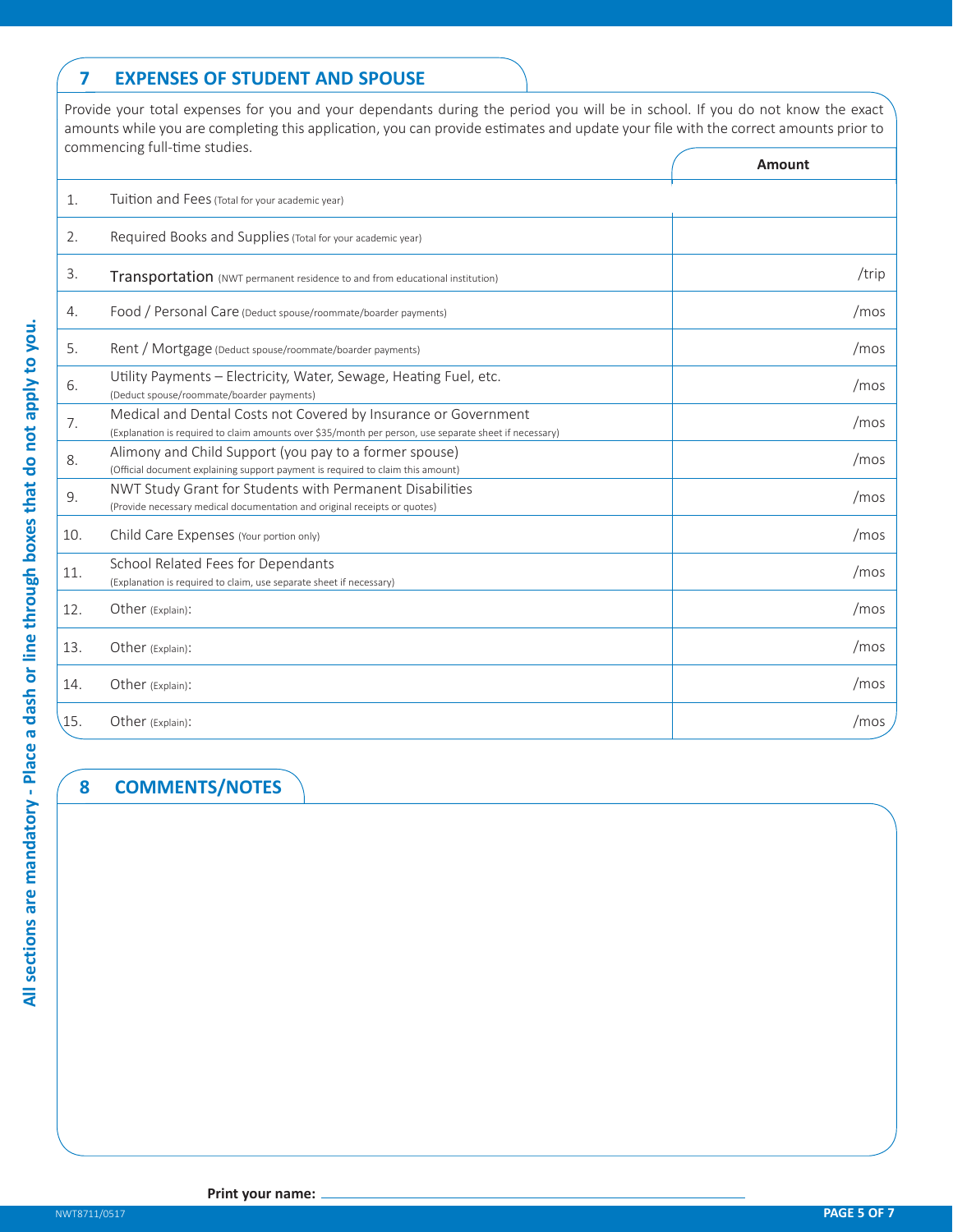## 7 EXPENSES OF STUDENT AND SPOUSE

Provide your total expenses for you and your dependants during the period you will be in school. If you do not know the exact amounts while you are completing this application, you can provide estimates and update your file with the correct amounts prior to commencing full-time studies.

| | | Amount |
|---|---|---|
| 1. | Tuition and Fees (Total for your academic year) | |
| 2. | Required Books and Supplies (Total for your academic year) | |
| 3. | Transportation (NWT permanent residence to and from educational institution) | /trip |
| 4. | Food / Personal Care (Deduct spouse/roommate/boarder payments) | /mos |
| 5. | Rent / Mortgage (Deduct spouse/roommate/boarder payments) | /mos |
| 6. | Utility Payments – Electricity, Water, Sewage, Heating Fuel, etc. (Deduct spouse/roommate/boarder payments) | /mos |
| 7. | Medical and Dental Costs not Covered by Insurance or Government (Explanation is required to claim amounts over $35/month per person, use separate sheet if necessary) | /mos |
| 8. | Alimony and Child Support (you pay to a former spouse) (Official document explaining support payment is required to claim this amount) | /mos |
| 9. | NWT Study Grant for Students with Permanent Disabilities (Provide necessary medical documentation and original receipts or quotes) | /mos |
| 10. | Child Care Expenses (Your portion only) | /mos |
| 11. | School Related Fees for Dependants (Explanation is required to claim, use separate sheet if necessary) | /mos |
| 12. | Other (Explain): | /mos |
| 13. | Other (Explain): | /mos |
| 14. | Other (Explain): | /mos |
| 15. | Other (Explain): | /mos |

## 8 COMMENTS/NOTES

All sections are mandatory - Place a dash or line through boxes that do not apply to you.

**Print your name:** ______________________________

NWT8711/0517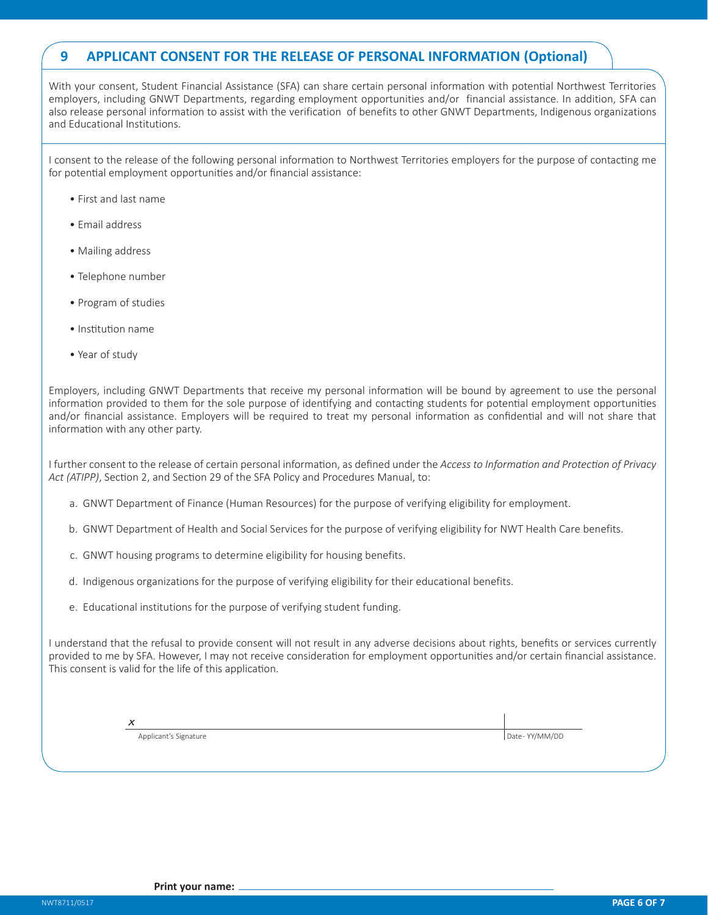## 9 APPLICANT CONSENT FOR THE RELEASE OF PERSONAL INFORMATION (Optional)

With your consent, Student Financial Assistance (SFA) can share certain personal information with potential Northwest Territories employers, including GNWT Departments, regarding employment opportunities and/or financial assistance. In addition, SFA can also release personal information to assist with the verification of benefits to other GNWT Departments, Indigenous organizations and Educational Institutions.

I consent to the release of the following personal information to Northwest Territories employers for the purpose of contacting me for potential employment opportunities and/or financial assistance:

- First and last name
- Email address
- Mailing address
- Telephone number
- Program of studies
- Institution name
- Year of study

Employers, including GNWT Departments that receive my personal information will be bound by agreement to use the personal information provided to them for the sole purpose of identifying and contacting students for potential employment opportunities and/or financial assistance. Employers will be required to treat my personal information as confidential and will not share that information with any other party.

I further consent to the release of certain personal information, as defined under the *Access to Information and Protection of Privacy Act (ATIPP)*, Section 2, and Section 29 of the SFA Policy and Procedures Manual, to:

a. GNWT Department of Finance (Human Resources) for the purpose of verifying eligibility for employment.

b. GNWT Department of Health and Social Services for the purpose of verifying eligibility for NWT Health Care benefits.

c. GNWT housing programs to determine eligibility for housing benefits.

d. Indigenous organizations for the purpose of verifying eligibility for their educational benefits.

e. Educational institutions for the purpose of verifying student funding.

I understand that the refusal to provide consent will not result in any adverse decisions about rights, benefits or services currently provided to me by SFA. However, I may not receive consideration for employment opportunities and/or certain financial assistance. This consent is valid for the life of this application.

x ______________________________________ | ____________

Applicant's Signature | Date - YY/MM/DD

**Print your name:** ______________________________________

NWT8711/0517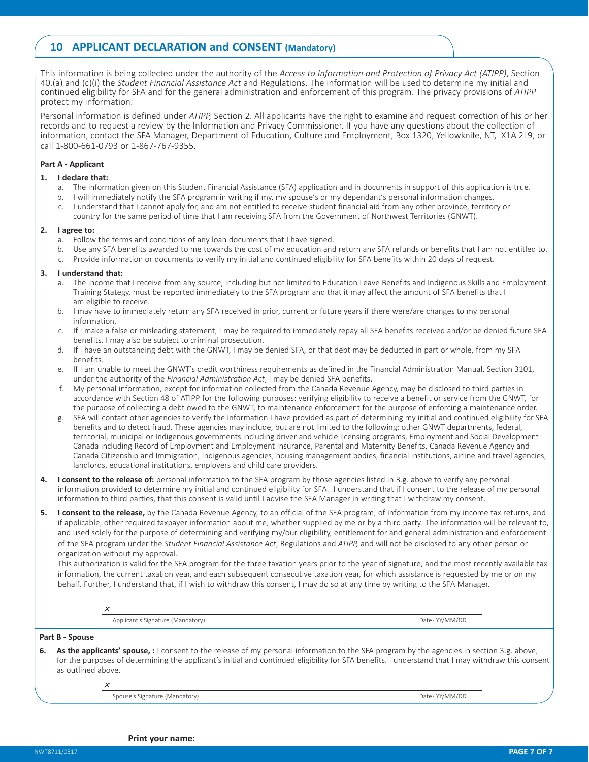## 10 APPLICANT DECLARATION and CONSENT (Mandatory)

This information is being collected under the authority of the *Access to Information and Protection of Privacy Act (ATIPP)*, Section 40.(a) and (c)(i) the *Student Financial Assistance Act* and Regulations. The information will be used to determine my initial and continued eligibility for SFA and for the general administration and enforcement of this program. The privacy provisions of *ATIPP* protect my information.

Personal information is defined under *ATIPP,* Section 2. All applicants have the right to examine and request correction of his or her records and to request a review by the Information and Privacy Commissioner. If you have any questions about the collection of information, contact the SFA Manager, Department of Education, Culture and Employment, Box 1320, Yellowknife, NT, X1A 2L9, or call 1-800-661-0793 or 1-867-767-9355.

**Part A - Applicant**

**1. I declare that:**

a. The information given on this Student Financial Assistance (SFA) application and in documents in support of this application is true.

b. I will immediately notify the SFA program in writing if my, my spouse's or my dependant's personal information changes.

c. I understand that I cannot apply for, and am not entitled to receive student financial aid from any other province, territory or country for the same period of time that I am receiving SFA from the Government of Northwest Territories (GNWT).

**2. I agree to:**

a. Follow the terms and conditions of any loan documents that I have signed.

b. Use any SFA benefits awarded to me towards the cost of my education and return any SFA refunds or benefits that I am not entitled to.

c. Provide information or documents to verify my initial and continued eligibility for SFA benefits within 20 days of request.

**3. I understand that:**

a. The income that I receive from any source, including but not limited to Education Leave Benefits and Indigenous Skills and Employment Training Stategy, must be reported immediately to the SFA program and that it may affect the amount of SFA benefits that I am eligible to receive.

b. I may have to immediately return any SFA received in prior, current or future years if there were/are changes to my personal information.

c. If I make a false or misleading statement, I may be required to immediately repay all SFA benefits received and/or be denied future SFA benefits. I may also be subject to criminal prosecution.

d. If I have an outstanding debt with the GNWT, I may be denied SFA, or that debt may be deducted in part or whole, from my SFA benefits.

e. If I am unable to meet the GNWT's credit worthiness requirements as defined in the Financial Administration Manual, Section 3101, under the authority of the *Financial Administration Act*, I may be denied SFA benefits.

f. My personal information, except for information collected from the Canada Revenue Agency, may be disclosed to third parties in accordance with Section 48 of ATIPP for the following purposes: verifying eligibility to receive a benefit or service from the GNWT, for the purpose of collecting a debt owed to the GNWT, to maintenance enforcement for the purpose of enforcing a maintenance order.

g. SFA will contact other agencies to verify the information I have provided as part of determining my initial and continued eligibility for SFA benefits and to detect fraud. These agencies may include, but are not limited to the following: other GNWT departments, federal, territorial, municipal or Indigenous governments including driver and vehicle licensing programs, Employment and Social Development Canada including Record of Employment and Employment Insurance, Parental and Maternity Benefits, Canada Revenue Agency and Canada Citizenship and Immigration, Indigenous agencies, housing management bodies, financial institutions, airline and travel agencies, landlords, educational institutions, employers and child care providers.

**4. I consent to the release of:** personal information to the SFA program by those agencies listed in 3.g. above to verify any personal information provided to determine my initial and continued eligibility for SFA. I understand that if I consent to the release of my personal information to third parties, that this consent is valid until I advise the SFA Manager in writing that I withdraw my consent.

**5. I consent to the release,** by the Canada Revenue Agency, to an official of the SFA program, of information from my income tax returns, and if applicable, other required taxpayer information about me, whether supplied by me or by a third party. The information will be relevant to, and used solely for the purpose of determining and verifying my/our eligibility, entitlement for and general administration and enforcement of the SFA program under the *Student Financial Assistance Act*, Regulations and *ATIPP,* and will not be disclosed to any other person or organization without my approval.

This authorization is valid for the SFA program for the three taxation years prior to the year of signature, and the most recently available tax information, the current taxation year, and each subsequent consecutive taxation year, for which assistance is requested by me or on my behalf. Further, I understand that, if I wish to withdraw this consent, I may do so at any time by writing to the SFA Manager.

x ______________________________ Applicant's Signature (Mandatory) | Date - YY/MM/DD

**Part B - Spouse**

**6. As the applicants' spouse, :** I consent to the release of my personal information to the SFA program by the agencies in section 3.g. above, for the purposes of determining the applicant's initial and continued eligibility for SFA benefits. I understand that I may withdraw this consent as outlined above.

x ______________________________ Spouse's Signature (Mandatory) | Date - YY/MM/DD

**Print your name:** ______________________________

NWT8711/0517